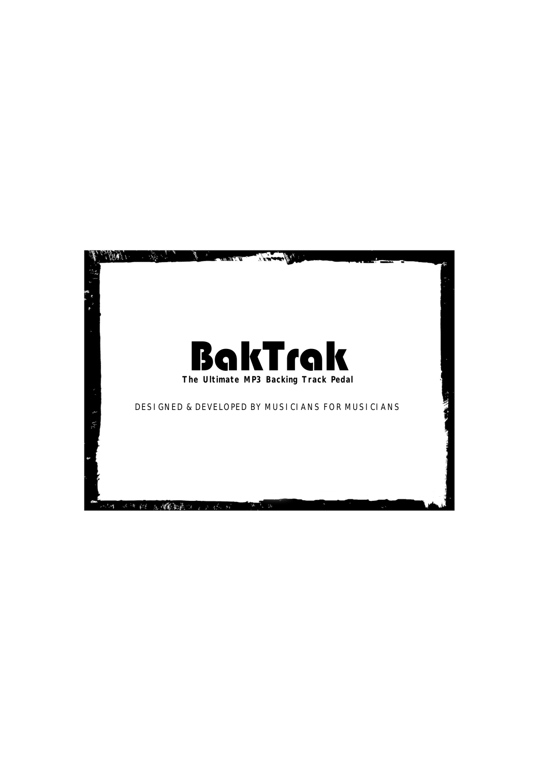# BakTrak

**The Ultimate MP3 Backing Track Pedal**

DESIGNED & DEVELOPED BY MUSICIANS FOR MUSICIANS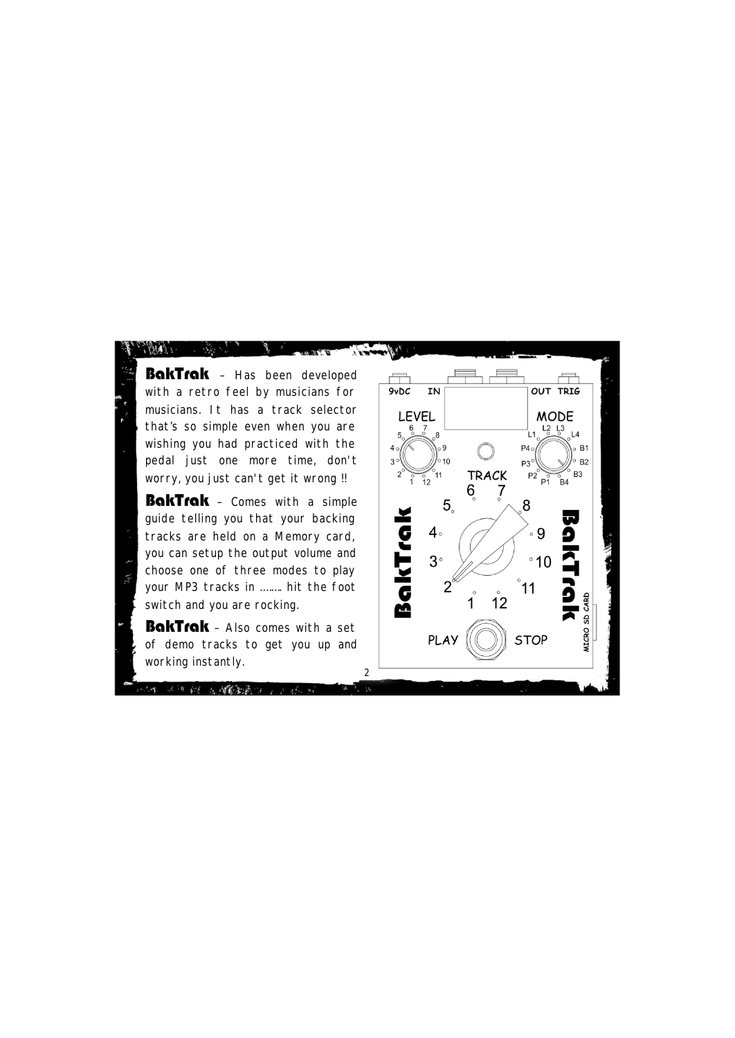**BakTrak** – Has been developed with a retro feel by musicians for musicians. It has a track selector that's so simple even when you are wishing you had practiced with the pedal just one more time, don't worry, you just can't get it wrong !!

**BakTrak** – Comes with a simple guide telling you that your backing tracks are held on a Memory card, you can setup the output volume and choose one of three modes to play your MP3 tracks in ……. hit the foot switch and you are rocking.

**BakTrak** – Also comes with a set of demo tracks to get you up and working instantly.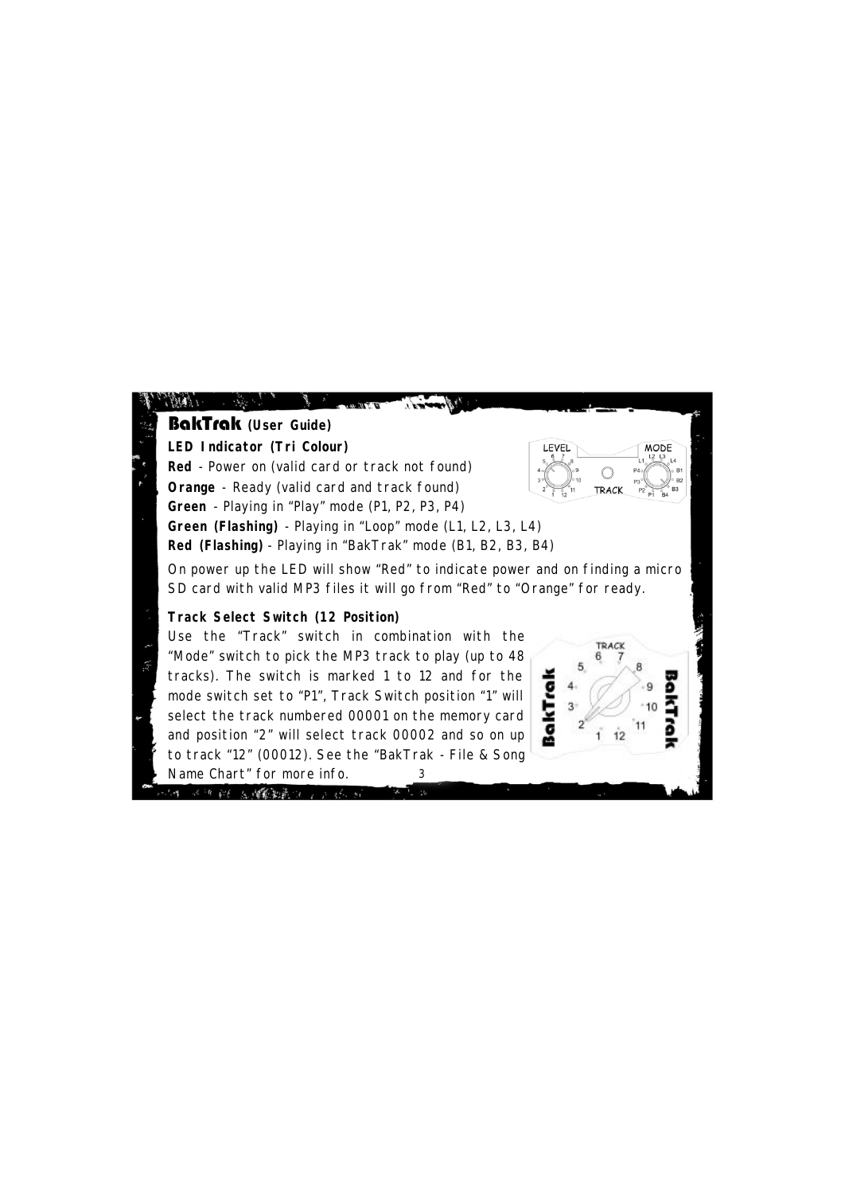## BakTrak (User Guide)

**LED Indicator (Tri Colour)**

**Red** - Power on (valid card or track not found)

**Orange** - Ready (valid card and track found)

**Green** - Playing in "Play" mode (P1, P2, P3, P4)

**Green (Flashing)** - Playing in "Loop" mode (L1, L2, L3, L4)

**Red (Flashing)** - Playing in "BakTrak" mode (B1, B2, B3, B4)

On power up the LED will show "Red" to indicate power and on finding a micro SD card with valid MP3 files it will go from "Red" to "Orange" for ready.

**Track Select Switch (12 Position)**

Use the "Track" switch in combination with the "Mode" switch to pick the MP3 track to play (up to 48 tracks). The switch is marked 1 to 12 and for the mode switch set to "P1", Track Switch position "1" will select the track numbered 00001 on the memory card and position "2" will select track 00002 and so on up to track "12" (00012). See the "BakTrak - File & Song Name Chart" for more info.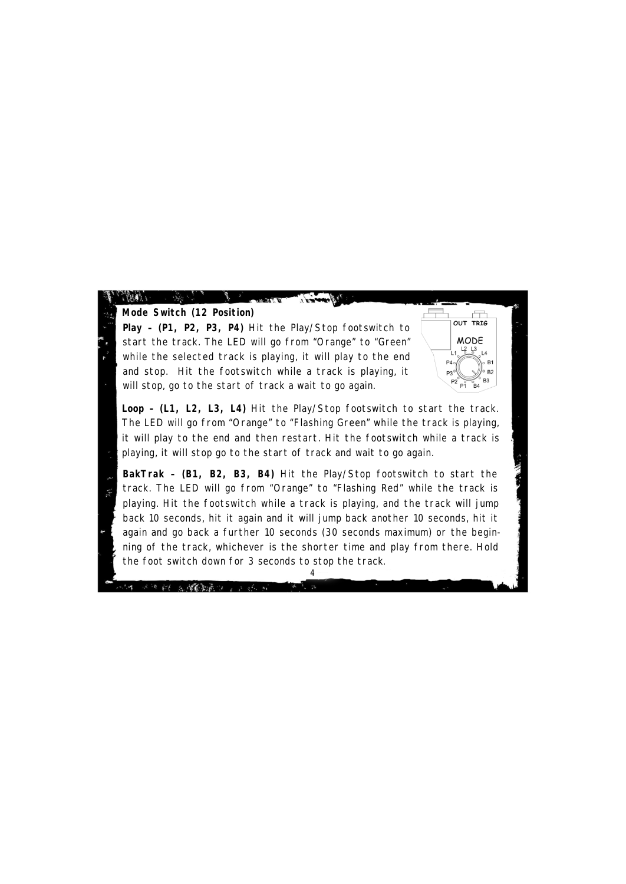**Mode Switch (12 Position)**

**Play – (P1, P2, P3, P4)** Hit the Play/Stop footswitch to start the track. The LED will go from “Orange” to “Green” while the selected track is playing, it will play to the end and stop. Hit the footswitch while a track is playing, it will stop, go to the start of track a wait to go again.

**Loop – (L1, L2, L3, L4)** Hit the Play/Stop footswitch to start the track. The LED will go from “Orange” to “Flashing Green” while the track is playing, it will play to the end and then restart. Hit the footswitch while a track is playing, it will stop go to the start of track and wait to go again.

**BakTrak – (B1, B2, B3, B4)** Hit the Play/Stop footswitch to start the track. The LED will go from “Orange” to “Flashing Red” while the track is playing. Hit the footswitch while a track is playing, and the track will jump back 10 seconds, hit it again and it will jump back another 10 seconds, hit it again and go back a further 10 seconds (30 seconds maximum) or the beginning of the track, whichever is the shorter time and play from there. Hold the foot switch down for 3 seconds to stop the track.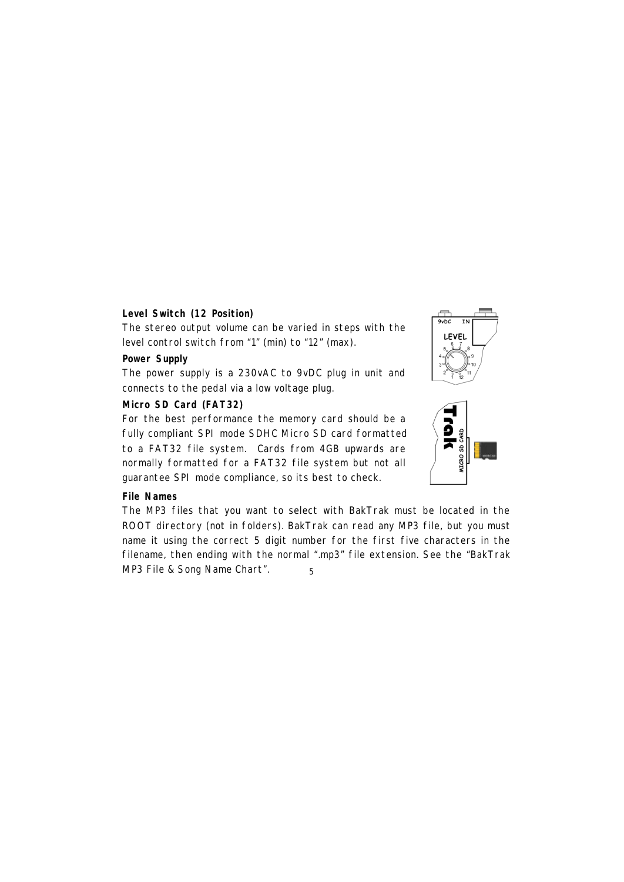**Level Switch (12 Position)**

The stereo output volume can be varied in steps with the level control switch from "1" (min) to "12" (max).

**Power Supply**

The power supply is a 230vAC to 9vDC plug in unit and connects to the pedal via a low voltage plug.

**Micro SD Card (FAT32)**

For the best performance the memory card should be a fully compliant SPI mode SDHC Micro SD card formatted to a FAT32 file system. Cards from 4GB upwards are normally formatted for a FAT32 file system but not all guarantee SPI mode compliance, so its best to check.

**File Names**

The MP3 files that you want to select with BakTrak must be located in the ROOT directory (not in folders). BakTrak can read any MP3 file, but you must name it using the correct 5 digit number for the first five characters in the filename, then ending with the normal ".mp3" file extension. See the "BakTrak MP3 File & Song Name Chart".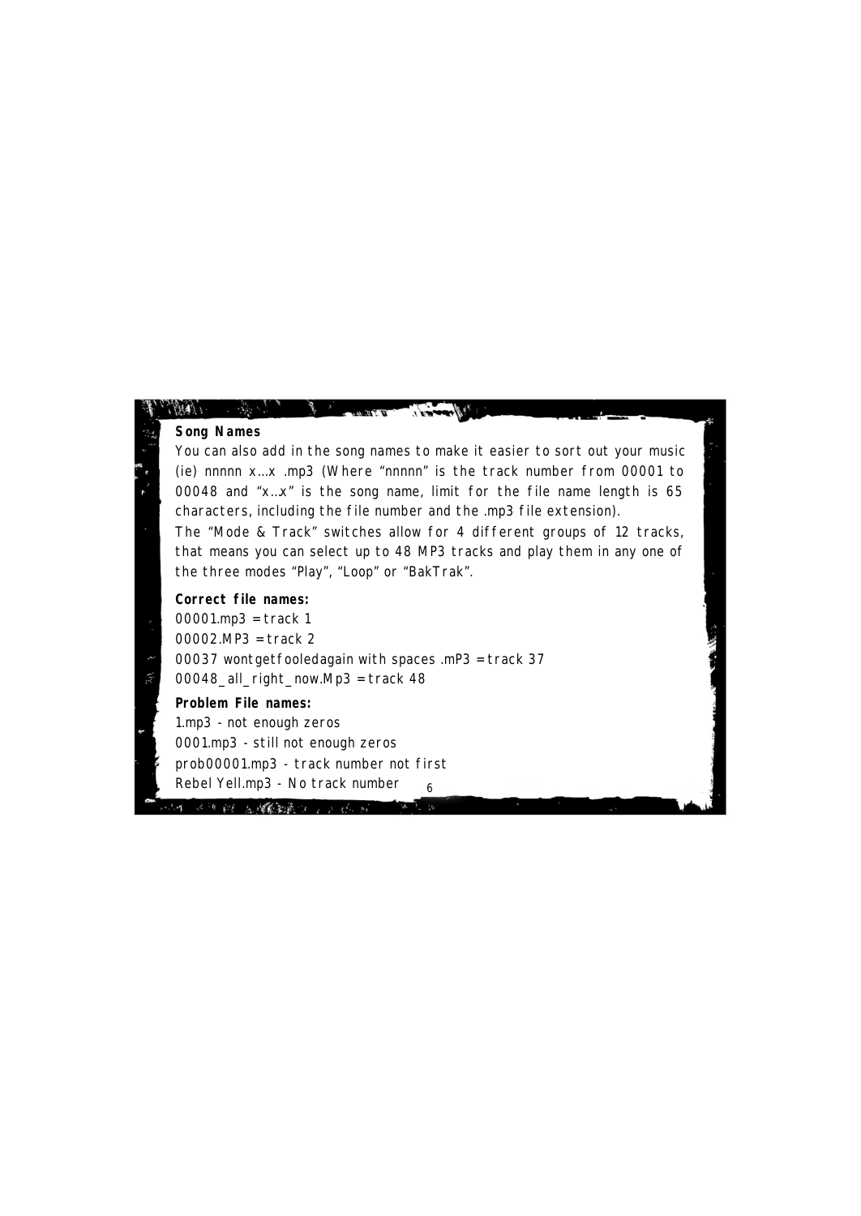**Song Names**

You can also add in the song names to make it easier to sort out your music (ie) nnnnn x...x .mp3 (Where “nnnnn” is the track number from 00001 to 00048 and “x..x” is the song name, limit for the file name length is 65 characters, including the file number and the .mp3 file extension).

The “Mode & Track” switches allow for 4 different groups of 12 tracks, that means you can select up to 48 MP3 tracks and play them in any one of the three modes “Play”, “Loop” or “BakTrak”.

**Correct file names:**

00001.mp3 = track 1
00002.MP3 = track 2
00037 wontgetfooledagain with spaces .mP3 = track 37
00048_all_right_now.Mp3 = track 48

**Problem File names:**

1.mp3 - not enough zeros
0001.mp3 - still not enough zeros
prob00001.mp3 - track number not first
Rebel Yell.mp3 - No track number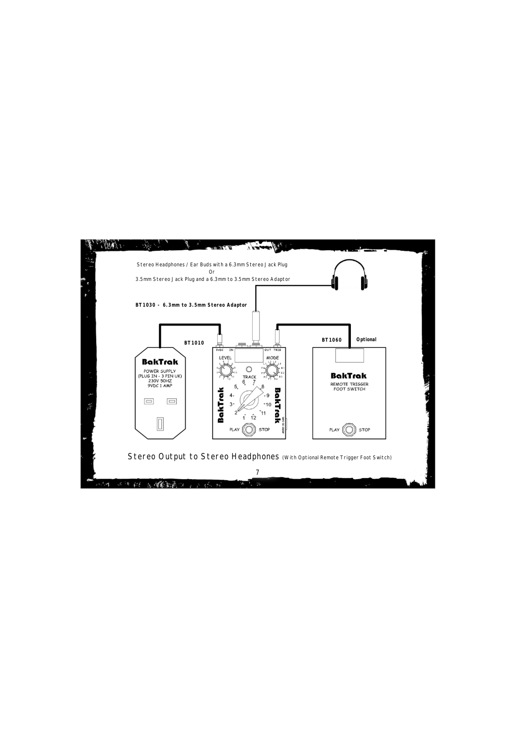Stereo Headphones / Ear Buds with a 6.3mm Stereo Jack Plug
Or
3.5mm Stereo Jack Plug and a 6.3mm to 3.5mm Stereo Adaptor

**BT1030 - 6.3mm to 3.5mm Stereo Adaptor**

BT1010

BT1060 **Optional**

BakTrak
POWER SUPPLY
(PLUG IN - 3 PIN UK)
230V 50HZ
9VDC 1 AMP

9vDC IN OUT TRIG
LEVEL MODE
TRACK
BakTrak BakTrak
PLAY STOP

BakTrak
REMOTE TRIGGER
FOOT SWITCH
PLAY STOP

## Stereo Output to Stereo Headphones (With Optional Remote Trigger Foot Switch)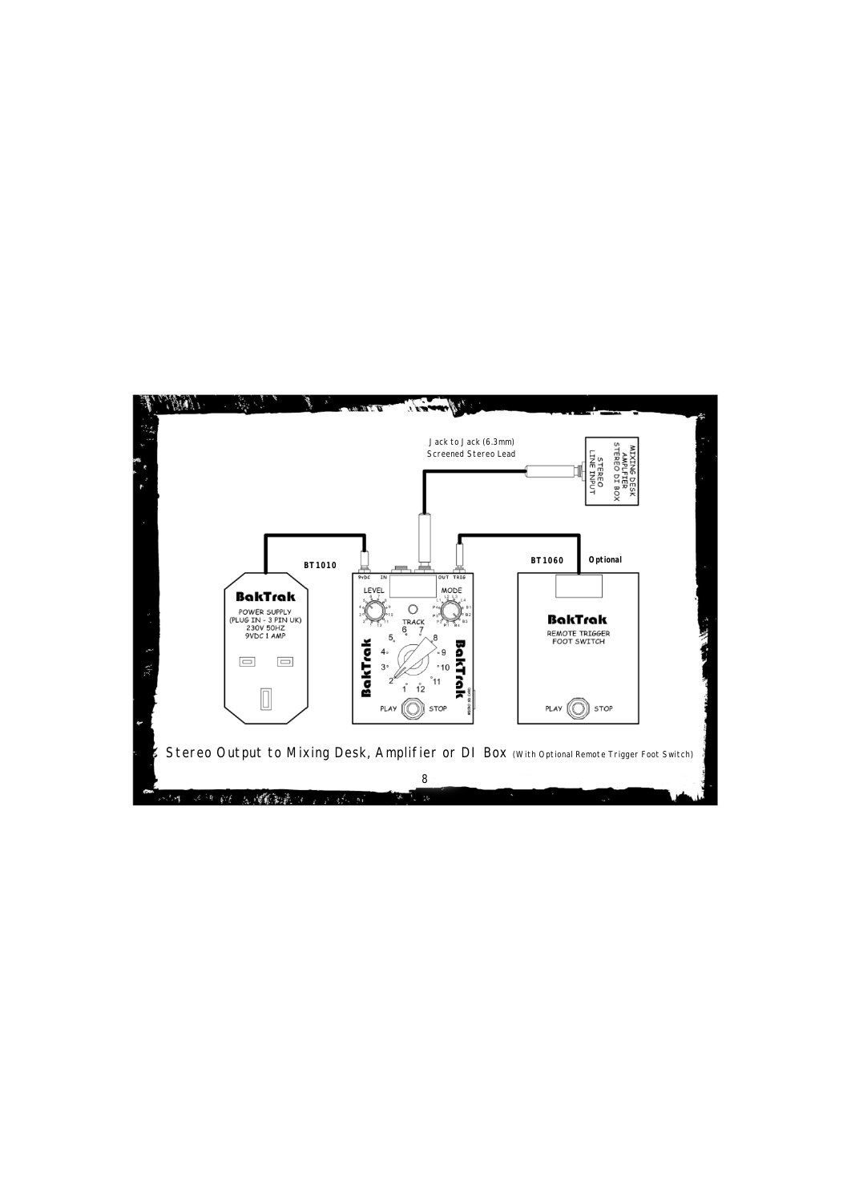Jack to Jack (6.3mm)
Screened Stereo Lead

MIXING DESK
AMPLIFIER
STEREO DI BOX
STEREO
LINE INPUT

BT1010

BT1060 **Optional**

**BakTrak**
POWER SUPPLY
(PLUG IN - 3 PIN UK)
230V 50HZ
9VDC 1 AMP

9VDC IN OUT TRIG
LEVEL MODE
TRACK
**BakTrak**
PLAY STOP

**BakTrak**
REMOTE TRIGGER
FOOT SWITCH
PLAY STOP

Stereo Output to Mixing Desk, Amplifier or DI Box (With Optional Remote Trigger Foot Switch)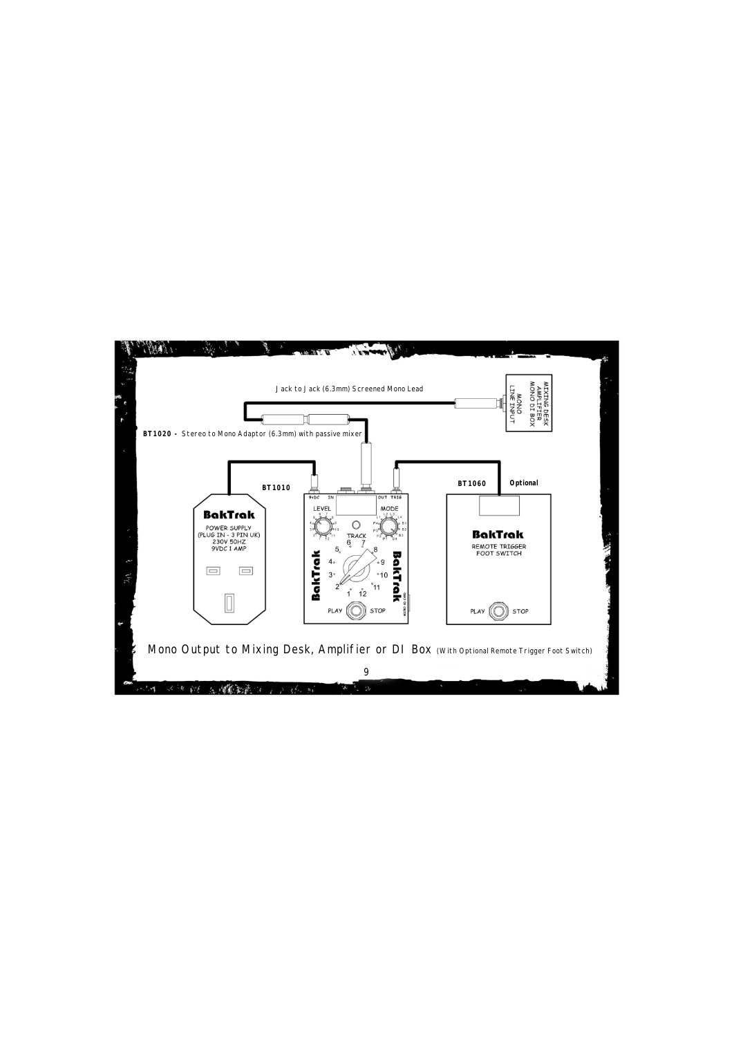Jack to Jack (6.3mm) Screened Mono Lead

MIXING DESK
AMPLIFIER
MONO DI BOX
MONO
LINE INPUT

**BT1020 -** Stereo to Mono Adaptor (6.3mm) with passive mixer

**BT1010**

**BT1060** **Optional**

BakTrak
POWER SUPPLY
(PLUG IN - 3 PIN UK)
230V 50HZ
9VDC 1 AMP

9VDC IN OUT TRIG
LEVEL MODE
TRACK
BakTrak
PLAY STOP

BakTrak
REMOTE TRIGGER
FOOT SWITCH
PLAY STOP

Mono Output to Mixing Desk, Amplifier or DI Box (With Optional Remote Trigger Foot Switch)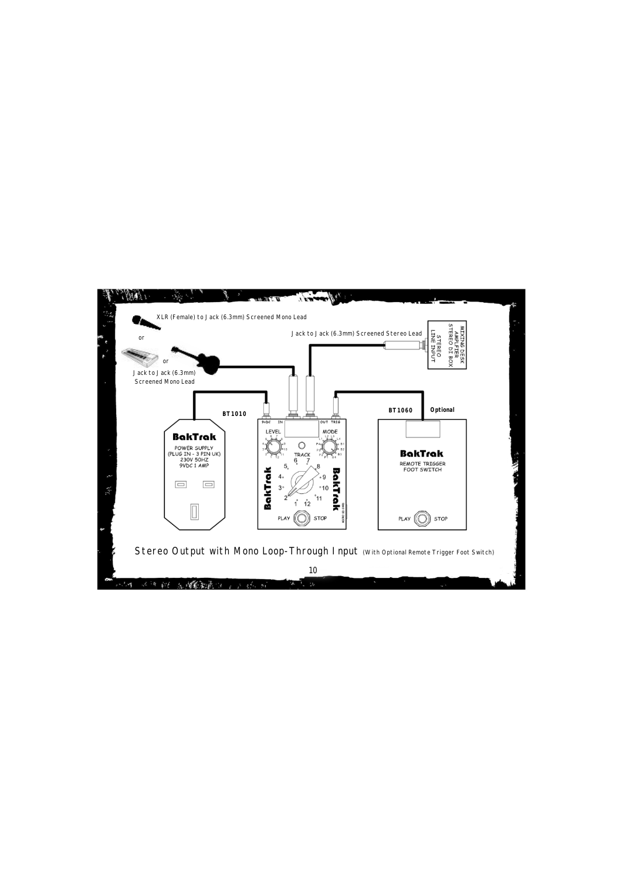XLR (Female) to Jack (6.3mm) Screened Mono Lead

or

or

Jack to Jack (6.3mm) Screened Mono Lead

Jack to Jack (6.3mm) Screened Stereo Lead

MIXING DESK AMPLIFIER STEREO DI BOX STEREO LINE INPUT

BT1010

BT1060 **Optional**

BakTrak POWER SUPPLY (PLUG IN - 3 PIN UK) 230V 50HZ 9VDC 1 AMP

9vDC IN OUT TRIG

LEVEL MODE TRACK

PLAY STOP

BakTrak REMOTE TRIGGER FOOT SWITCH

PLAY STOP

## Stereo Output with Mono Loop-Through Input (With Optional Remote Trigger Foot Switch)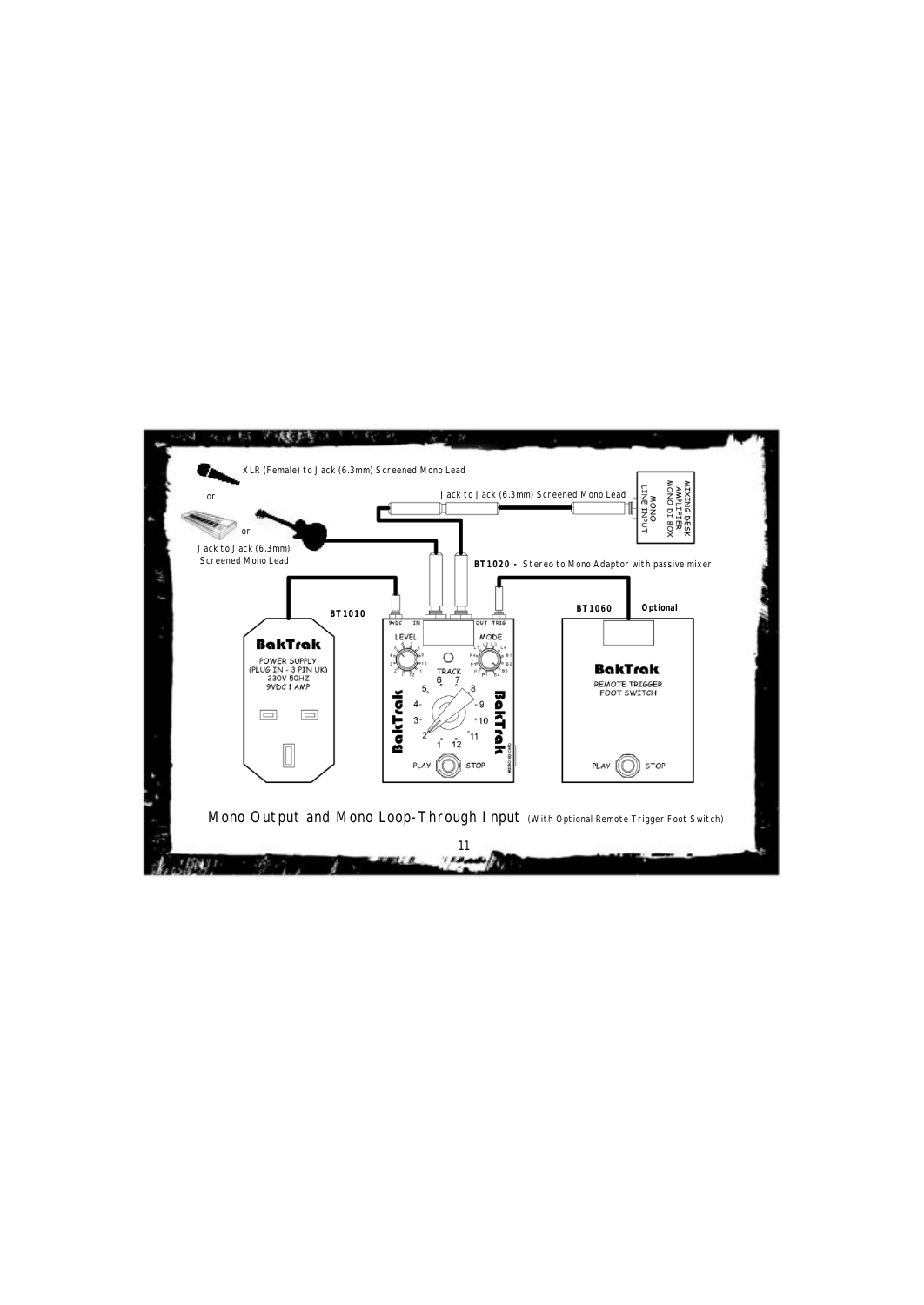XLR (Female) to Jack (6.3mm) Screened Mono Lead

or

or

Jack to Jack (6.3mm) Screened Mono Lead

Jack to Jack (6.3mm) Screened Mono Lead

MIXING DESK
AMPLIFIER
MONO DI BOX
MONO LINE INPUT

**BT1020 -** Stereo to Mono Adaptor with passive mixer

**BT1010**

**BT1060** **Optional**

BakTrak
POWER SUPPLY
(PLUG IN - 3 PIN UK)
230V 50HZ
9VDC 1 AMP

9VDC IN OUT TRIG
LEVEL MODE
TRACK
PLAY STOP

BakTrak
REMOTE TRIGGER
FOOT SWITCH
PLAY STOP

Mono Output and Mono Loop-Through Input (With Optional Remote Trigger Foot Switch)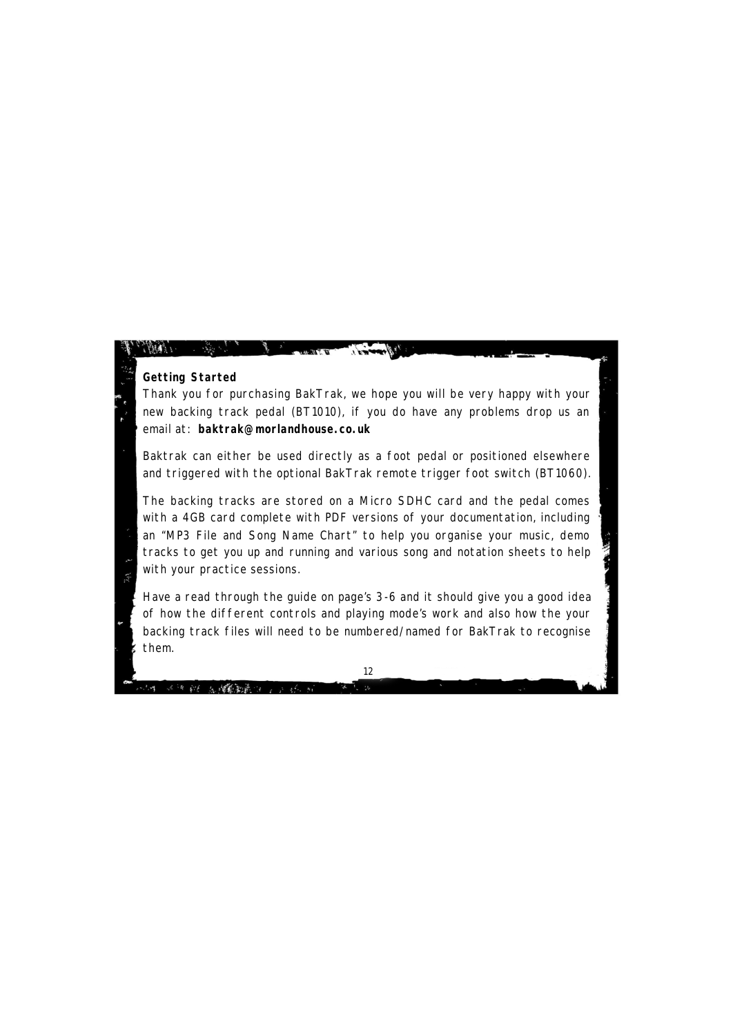**Getting Started**

Thank you for purchasing BakTrak, we hope you will be very happy with your new backing track pedal (BT1010), if you do have any problems drop us an email at: **baktrak@morlandhouse.co.uk**

Baktrak can either be used directly as a foot pedal or positioned elsewhere and triggered with the optional BakTrak remote trigger foot switch (BT1060).

The backing tracks are stored on a Micro SDHC card and the pedal comes with a 4GB card complete with PDF versions of your documentation, including an "MP3 File and Song Name Chart" to help you organise your music, demo tracks to get you up and running and various song and notation sheets to help with your practice sessions.

Have a read through the guide on page's 3-6 and it should give you a good idea of how the different controls and playing mode's work and also how the your backing track files will need to be numbered/named for BakTrak to recognise them.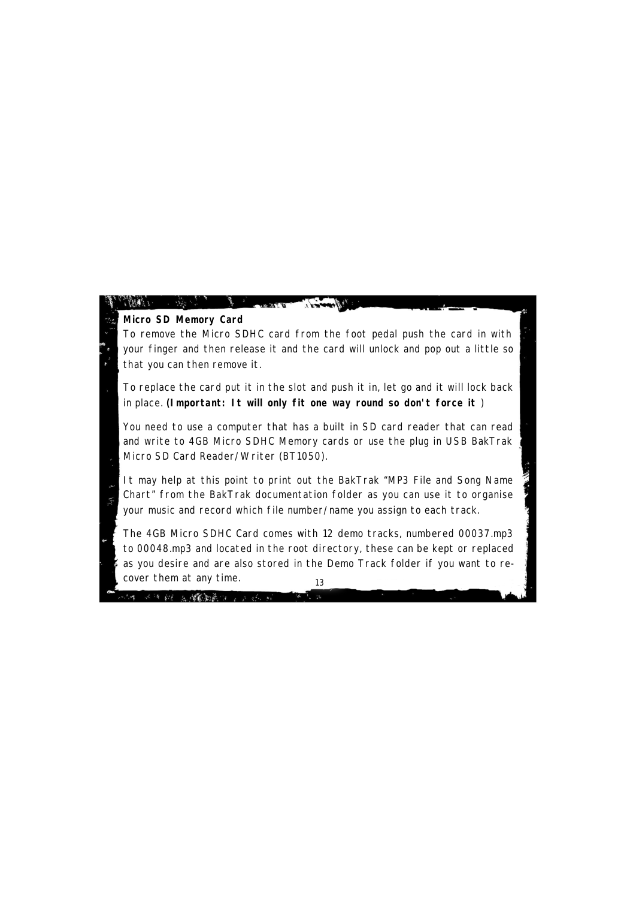**Micro SD Memory Card**

To remove the Micro SDHC card from the foot pedal push the card in with your finger and then release it and the card will unlock and pop out a little so that you can then remove it.

To replace the card put it in the slot and push it in, let go and it will lock back in place. **(Important: It will only fit one way round so don't force it** )

You need to use a computer that has a built in SD card reader that can read and write to 4GB Micro SDHC Memory cards or use the plug in USB BakTrak Micro SD Card Reader/Writer (BT1050).

It may help at this point to print out the BakTrak "MP3 File and Song Name Chart" from the BakTrak documentation folder as you can use it to organise your music and record which file number/name you assign to each track.

The 4GB Micro SDHC Card comes with 12 demo tracks, numbered 00037.mp3 to 00048.mp3 and located in the root directory, these can be kept or replaced as you desire and are also stored in the Demo Track folder if you want to re-cover them at any time.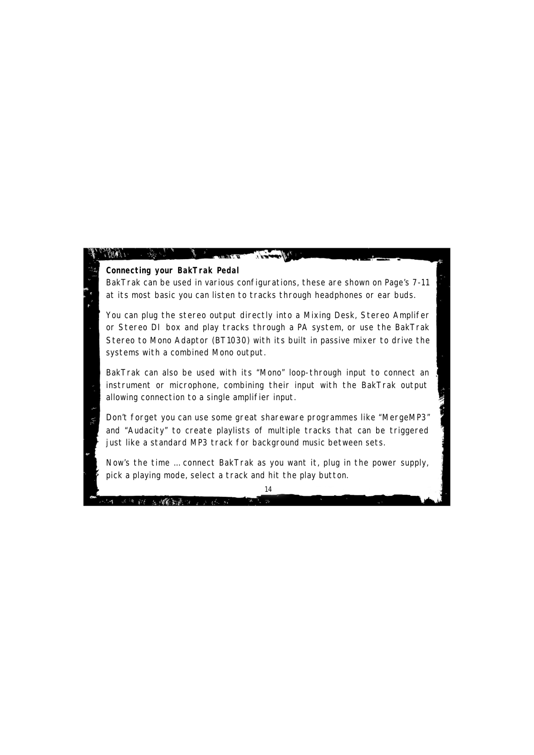**Connecting your BakTrak Pedal**

BakTrak can be used in various configurations, these are shown on Page's 7-11 at its most basic you can listen to tracks through headphones or ear buds.

You can plug the stereo output directly into a Mixing Desk, Stereo Amplifer or Stereo DI box and play tracks through a PA system, or use the BakTrak Stereo to Mono Adaptor (BT1030) with its built in passive mixer to drive the systems with a combined Mono output.

BakTrak can also be used with its "Mono" loop-through input to connect an instrument or microphone, combining their input with the BakTrak output allowing connection to a single amplifier input.

Don't forget you can use some great shareware programmes like "MergeMP3" and "Audacity" to create playlists of multiple tracks that can be triggered just like a standard MP3 track for background music between sets.

Now's the time … connect BakTrak as you want it, plug in the power supply, pick a playing mode, select a track and hit the play button.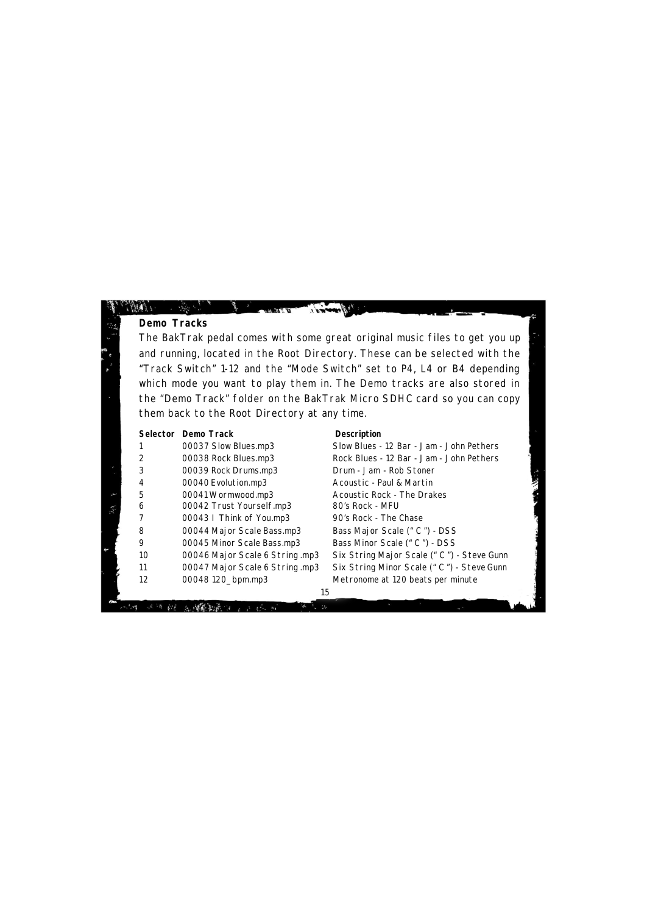## Demo Tracks

The BakTrak pedal comes with some great original music files to get you up and running, located in the Root Directory. These can be selected with the "Track Switch" 1-12 and the "Mode Switch" set to P4, L4 or B4 depending which mode you want to play them in. The Demo tracks are also stored in the "Demo Track" folder on the BakTrak Micro SDHC card so you can copy them back to the Root Directory at any time.

| Selector | Demo Track | Description |
|---|---|---|
| 1 | 00037 Slow Blues.mp3 | Slow Blues - 12 Bar - Jam - John Pethers |
| 2 | 00038 Rock Blues.mp3 | Rock Blues - 12 Bar - Jam - John Pethers |
| 3 | 00039 Rock Drums.mp3 | Drum - Jam - Rob Stoner |
| 4 | 00040 Evolution.mp3 | Acoustic - Paul & Martin |
| 5 | 00041 Wormwood.mp3 | Acoustic Rock - The Drakes |
| 6 | 00042 Trust Yourself.mp3 | 80's Rock - MFU |
| 7 | 00043 I Think of You.mp3 | 90's Rock - The Chase |
| 8 | 00044 Major Scale Bass.mp3 | Bass Major Scale ("C") - DSS |
| 9 | 00045 Minor Scale Bass.mp3 | Bass Minor Scale ("C") - DSS |
| 10 | 00046 Major Scale 6 String.mp3 | Six String Major Scale ("C") - Steve Gunn |
| 11 | 00047 Major Scale 6 String.mp3 | Six String Minor Scale ("C") - Steve Gunn |
| 12 | 00048 120_bpm.mp3 | Metronome at 120 beats per minute |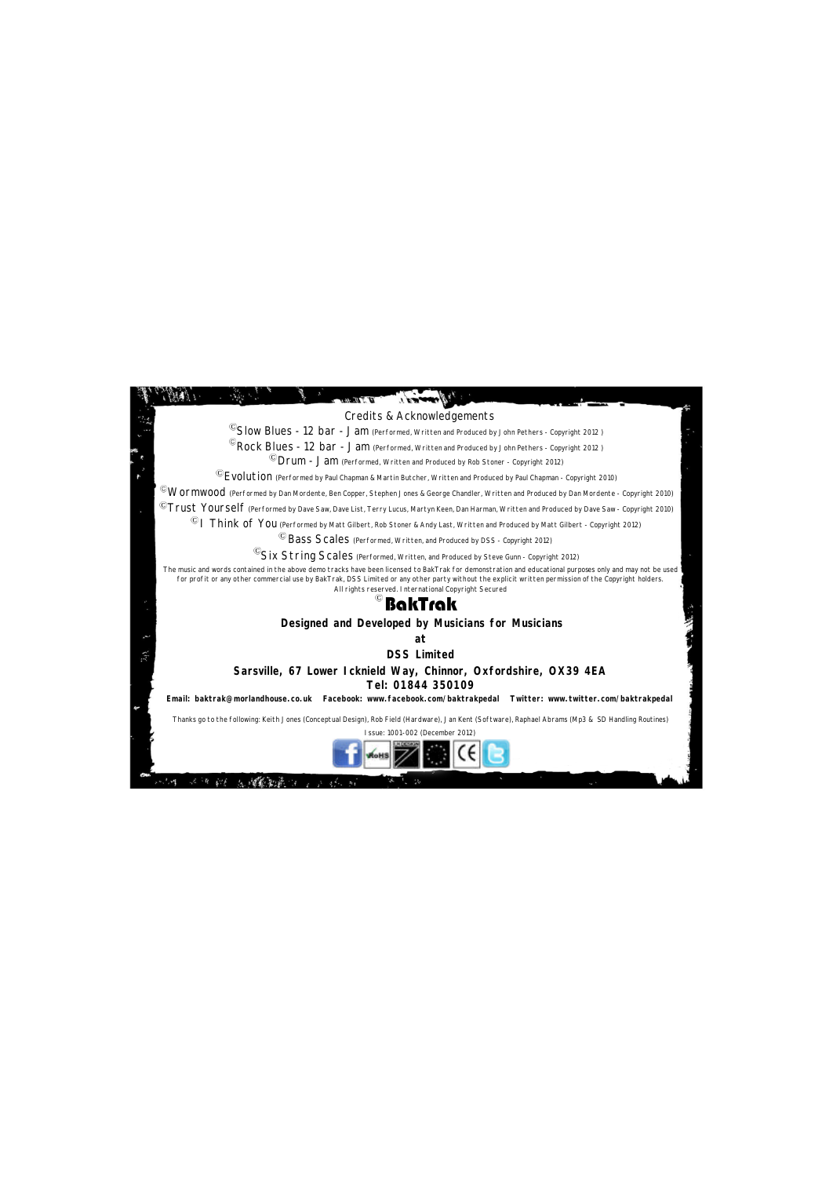## Credits & Acknowledgements

©Slow Blues - 12 bar - Jam (Performed, Written and Produced by John Pethers - Copyright 2012 )

©Rock Blues - 12 bar - Jam (Performed, Written and Produced by John Pethers - Copyright 2012 )

©Drum - Jam (Performed, Written and Produced by Rob Stoner - Copyright 2012)

©Evolution (Performed by Paul Chapman & Martin Butcher, Written and Produced by Paul Chapman - Copyright 2010)

©Wormwood (Performed by Dan Mordente, Ben Copper, Stephen Jones & George Chandler, Written and Produced by Dan Mordente - Copyright 2010)

©Trust Yourself (Performed by Dave Saw, Dave List, Terry Lucus, Martyn Keen, Dan Harman, Written and Produced by Dave Saw - Copyright 2010)

©I Think of You (Performed by Matt Gilbert, Rob Stoner & Andy Last, Written and Produced by Matt Gilbert - Copyright 2012)

©Bass Scales (Performed, Written, and Produced by DSS - Copyright 2012)

©Six String Scales (Performed, Written, and Produced by Steve Gunn - Copyright 2012)

The music and words contained in the above demo tracks have been licensed to BakTrak for demonstration and educational purposes only and may not be used for profit or any other commercial use by BakTrak, DSS Limited or any other party without the explicit written permission of the Copyright holders. All rights reserved. International Copyright Secured

© **BakTrak**

**Designed and Developed by Musicians for Musicians**

**at**

**DSS Limited**

**Sarsville, 67 Lower Icknield Way, Chinnor, Oxfordshire, OX39 4EA**
**Tel: 01844 350109**

**Email: baktrak@morlandhouse.co.uk  Facebook: www.facebook.com/baktrakpedal  Twitter: www.twitter.com/baktrakpedal**

Thanks go to the following: Keith Jones (Conceptual Design), Rob Field (Hardware), Jan Kent (Software), Raphael Abrams (Mp3 & SD Handling Routines)

Issue: 1001-002 (December 2012)